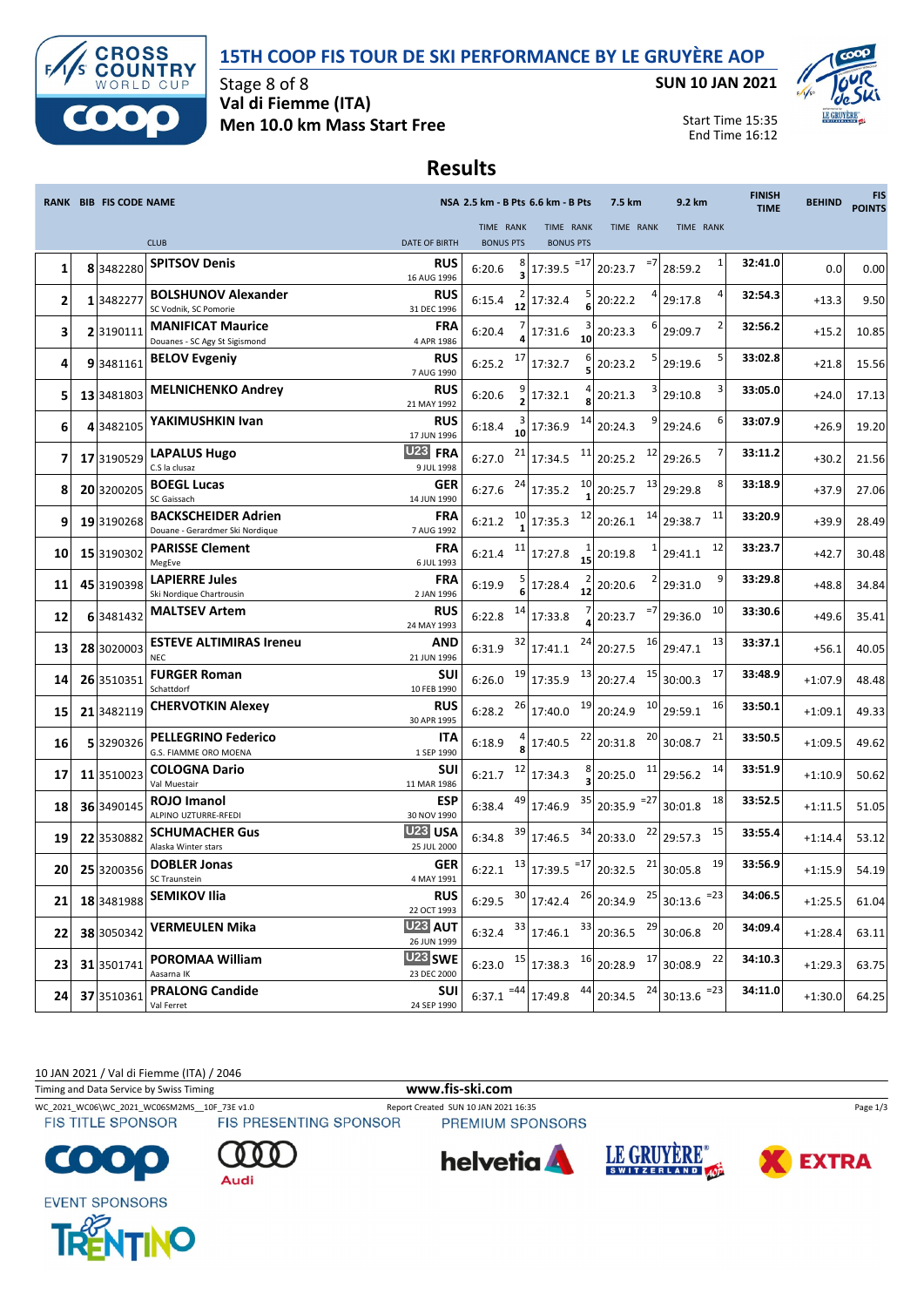# 15TH COOP FIS TOUR DE SKI PERFORMANCE BY LE GRUYÈRE AOP

**Stage 8 of 8**
**Val di Fiemme (ITA)**
**Men 10.0 km Mass Start Free**

**SUN 10 JAN 2021**

Start Time 15:35
End Time 16:12

## Results

| RANK | BIB | FIS CODE | NAME / CLUB | NSA / DATE OF BIRTH | 2.5 km - B Pts TIME | RANK / BONUS PTS | 6.6 km - B Pts TIME | RANK / BONUS PTS | 7.5 km TIME | RANK | 9.2 km TIME | RANK | FINISH TIME | BEHIND | FIS POINTS |
|---|---|---|---|---|---|---|---|---|---|---|---|---|---|---|---|
| 1 | 8 | 3482280 | **SPITSOV Denis** | RUS 16 AUG 1996 | 6:20.6 | 8 / 3 | 17:39.5 | =17 | 20:23.7 | =7 | 28:59.2 | 1 | 32:41.0 | 0.0 | 0.00 |
| 2 | 1 | 3482277 | **BOLSHUNOV Alexander** SC Vodnik, SC Pomorie | RUS 31 DEC 1996 | 6:15.4 | 2 / 12 | 17:32.4 | 5 / 6 | 20:22.2 | 4 | 29:17.8 | 4 | 32:54.3 | +13.3 | 9.50 |
| 3 | 2 | 3190111 | **MANIFICAT Maurice** Douanes - SC Agy St Sigismond | FRA 4 APR 1986 | 6:20.4 | 7 / 4 | 17:31.6 | 3 / 10 | 20:23.3 | 6 | 29:09.7 | 2 | 32:56.2 | +15.2 | 10.85 |
| 4 | 9 | 3481161 | **BELOV Evgeniy** | RUS 7 AUG 1990 | 6:25.2 | 17 | 17:32.7 | 6 / 5 | 20:23.2 | 5 | 29:19.6 | 5 | 33:02.8 | +21.8 | 15.56 |
| 5 | 13 | 3481803 | **MELNICHENKO Andrey** | RUS 21 MAY 1992 | 6:20.6 | 9 / 2 | 17:32.1 | 4 / 8 | 20:21.3 | 3 | 29:10.8 | 3 | 33:05.0 | +24.0 | 17.13 |
| 6 | 4 | 3482105 | **YAKIMUSHKIN Ivan** | RUS 17 JUN 1996 | 6:18.4 | 3 / 10 | 17:36.9 | 14 | 20:24.3 | 9 | 29:24.6 | 6 | 33:07.9 | +26.9 | 19.20 |
| 7 | 17 | 3190529 | **LAPALUS Hugo** C.S la clusaz | U23 FRA 9 JUL 1998 | 6:27.0 | 21 | 17:34.5 | 11 | 20:25.2 | 12 | 29:26.5 | 7 | 33:11.2 | +30.2 | 21.56 |
| 8 | 20 | 3200205 | **BOEGL Lucas** SC Gaissach | GER 14 JUN 1990 | 6:27.6 | 24 | 17:35.2 | 10 / 1 | 20:25.7 | 13 | 29:29.8 | 8 | 33:18.9 | +37.9 | 27.06 |
| 9 | 19 | 3190268 | **BACKSCHEIDER Adrien** Douane - Gerardmer Ski Nordique | FRA 7 AUG 1992 | 6:21.2 | 10 / 1 | 17:35.3 | 12 | 20:26.1 | 14 | 29:38.7 | 11 | 33:20.9 | +39.9 | 28.49 |
| 10 | 15 | 3190302 | **PARISSE Clement** MegEve | FRA 6 JUL 1993 | 6:21.4 | 11 | 17:27.8 | 1 / 15 | 20:19.8 | 1 | 29:41.1 | 12 | 33:23.7 | +42.7 | 30.48 |
| 11 | 45 | 3190398 | **LAPIERRE Jules** Ski Nordique Chartrousin | FRA 2 JAN 1996 | 6:19.9 | 5 / 6 | 17:28.4 | 2 / 12 | 20:20.6 | 2 | 29:31.0 | 9 | 33:29.8 | +48.8 | 34.84 |
| 12 | 6 | 3481432 | **MALTSEV Artem** | RUS 24 MAY 1993 | 6:22.8 | 14 | 17:33.8 | 7 / 4 | 20:23.7 | =7 | 29:36.0 | 10 | 33:30.6 | +49.6 | 35.41 |
| 13 | 28 | 3020003 | **ESTEVE ALTIMIRAS Ireneu** NEC | AND 21 JUN 1996 | 6:31.9 | 32 | 17:41.1 | 24 | 20:27.5 | 16 | 29:47.1 | 13 | 33:37.1 | +56.1 | 40.05 |
| 14 | 26 | 3510351 | **FURGER Roman** Schattdorf | SUI 10 FEB 1990 | 6:26.0 | 19 | 17:35.9 | 13 | 20:27.4 | 15 | 30:00.3 | 17 | 33:48.9 | +1:07.9 | 48.48 |
| 15 | 21 | 3482119 | **CHERVOTKIN Alexey** | RUS 30 APR 1995 | 6:28.2 | 26 | 17:40.0 | 19 | 20:24.9 | 10 | 29:59.1 | 16 | 33:50.1 | +1:09.1 | 49.33 |
| 16 | 5 | 3290326 | **PELLEGRINO Federico** G.S. FIAMME ORO MOENA | ITA 1 SEP 1990 | 6:18.9 | 4 / 8 | 17:40.5 | 22 | 20:31.8 | 20 | 30:08.7 | 21 | 33:50.5 | +1:09.5 | 49.62 |
| 17 | 11 | 3510023 | **COLOGNA Dario** Val Muestair | SUI 11 MAR 1986 | 6:21.7 | 12 | 17:34.3 | 8 / 3 | 20:25.0 | 11 | 29:56.2 | 14 | 33:51.9 | +1:10.9 | 50.62 |
| 18 | 36 | 3490145 | **ROJO Imanol** ALPINO UZTURRE-RFEDI | ESP 30 NOV 1990 | 6:38.4 | 49 | 17:46.9 | 35 | 20:35.9 | =27 | 30:01.8 | 18 | 33:52.5 | +1:11.5 | 51.05 |
| 19 | 22 | 3530882 | **SCHUMACHER Gus** Alaska Winter stars | U23 USA 25 JUL 2000 | 6:34.8 | 39 | 17:46.5 | 34 | 20:33.0 | 22 | 29:57.3 | 15 | 33:55.4 | +1:14.4 | 53.12 |
| 20 | 25 | 3200356 | **DOBLER Jonas** SC Traunstein | GER 4 MAY 1991 | 6:22.1 | 13 | 17:39.5 | =17 | 20:32.5 | 21 | 30:05.8 | 19 | 33:56.9 | +1:15.9 | 54.19 |
| 21 | 18 | 3481988 | **SEMIKOV Ilia** | RUS 22 OCT 1993 | 6:29.5 | 30 | 17:42.4 | 26 | 20:34.9 | 25 | 30:13.6 | =23 | 34:06.5 | +1:25.5 | 61.04 |
| 22 | 38 | 3050342 | **VERMEULEN Mika** | U23 AUT 26 JUN 1999 | 6:32.4 | 33 | 17:46.1 | 33 | 20:36.5 | 29 | 30:06.8 | 20 | 34:09.4 | +1:28.4 | 63.11 |
| 23 | 31 | 3501741 | **POROMAA William** Aasarna IK | U23 SWE 23 DEC 2000 | 6:23.0 | 15 | 17:38.3 | 16 | 20:28.9 | 17 | 30:08.9 | 22 | 34:10.3 | +1:29.3 | 63.75 |
| 24 | 37 | 3510361 | **PRALONG Candide** Val Ferret | SUI 24 SEP 1990 | 6:37.1 | =44 | 17:49.8 | 44 | 20:34.5 | 24 | 30:13.6 | =23 | 34:11.0 | +1:30.0 | 64.25 |

10 JAN 2021 / Val di Fiemme (ITA) / 2046

Timing and Data Service by Swiss Timing

www.fis-ski.com

WC_2021_WC06\WC_2021_WC06SM2MS__10F_73E v1.0 Report Created SUN 10 JAN 2021 16:35

FIS TITLE SPONSOR FIS PRESENTING SPONSOR PREMIUM SPONSORS

EVENT SPONSORS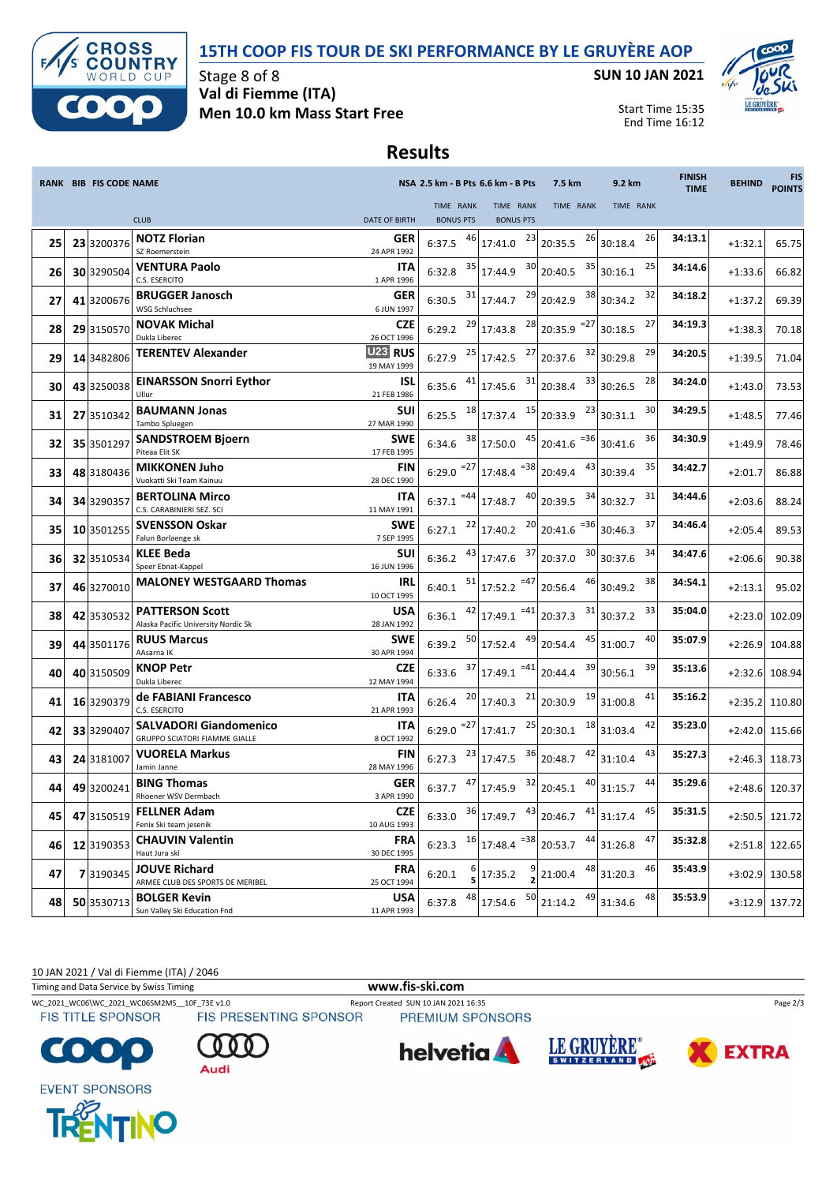# 15TH COOP FIS TOUR DE SKI PERFORMANCE BY LE GRUYÈRE AOP

Stage 8 of 8
**Val di Fiemme (ITA)**
**Men 10.0 km Mass Start Free**

**SUN 10 JAN 2021**

Start Time 15:35
End Time 16:12

## Results

| RANK | BIB | FIS CODE | NAME / CLUB | NSA / DATE OF BIRTH | 2.5 km - B Pts TIME | RANK / BONUS PTS | 6.6 km - B Pts TIME | RANK / BONUS PTS | 7.5 km TIME | RANK | 9.2 km TIME | RANK | FINISH TIME | BEHIND | FIS POINTS |
|---|---|---|---|---|---|---|---|---|---|---|---|---|---|---|---|
| 25 | 23 | 3200376 | **NOTZ Florian** SZ Roemerstein | GER 24 APR 1992 | 6:37.5 | 46 | 17:41.0 | 23 | 20:35.5 | 26 | 30:18.4 | 26 | 34:13.1 | +1:32.1 | 65.75 |
| 26 | 30 | 3290504 | **VENTURA Paolo** C.S. ESERCITO | ITA 1 APR 1996 | 6:32.8 | 35 | 17:44.9 | 30 | 20:40.5 | 35 | 30:16.1 | 25 | 34:14.6 | +1:33.6 | 66.82 |
| 27 | 41 | 3200676 | **BRUGGER Janosch** WSG Schluchsee | GER 6 JUN 1997 | 6:30.5 | 31 | 17:44.7 | 29 | 20:42.9 | 38 | 30:34.2 | 32 | 34:18.2 | +1:37.2 | 69.39 |
| 28 | 29 | 3150570 | **NOVAK Michal** Dukla Liberec | CZE 26 OCT 1996 | 6:29.2 | 29 | 17:43.8 | 28 | 20:35.9 | =27 | 30:18.5 | 27 | 34:19.3 | +1:38.3 | 70.18 |
| 29 | 14 | 3482806 | **TERENTEV Alexander** | U23 RUS 19 MAY 1999 | 6:27.9 | 25 | 17:42.5 | 27 | 20:37.6 | 32 | 30:29.8 | 29 | 34:20.5 | +1:39.5 | 71.04 |
| 30 | 43 | 3250038 | **EINARSSON Snorri Eythor** Ullur | ISL 21 FEB 1986 | 6:35.6 | 41 | 17:45.6 | 31 | 20:38.4 | 33 | 30:26.5 | 28 | 34:24.0 | +1:43.0 | 73.53 |
| 31 | 27 | 3510342 | **BAUMANN Jonas** Tambo Spluegen | SUI 27 MAR 1990 | 6:25.5 | 18 | 17:37.4 | 15 | 20:33.9 | 23 | 30:31.1 | 30 | 34:29.5 | +1:48.5 | 77.46 |
| 32 | 35 | 3501297 | **SANDSTROEM Bjoern** Piteaa Elit SK | SWE 17 FEB 1995 | 6:34.6 | 38 | 17:50.0 | 45 | 20:41.6 | =36 | 30:41.6 | 36 | 34:30.9 | +1:49.9 | 78.46 |
| 33 | 48 | 3180436 | **MIKKONEN Juho** Vuokatti Ski Team Kainuu | FIN 28 DEC 1990 | 6:29.0 | =27 | 17:48.4 | =38 | 20:49.4 | 43 | 30:39.4 | 35 | 34:42.7 | +2:01.7 | 86.88 |
| 34 | 34 | 3290357 | **BERTOLINA Mirco** C.S. CARABINIERI SEZ. SCI | ITA 11 MAY 1991 | 6:37.1 | =44 | 17:48.7 | 40 | 20:39.5 | 34 | 30:32.7 | 31 | 34:44.6 | +2:03.6 | 88.24 |
| 35 | 10 | 3501255 | **SVENSSON Oskar** Falun Borlaenge sk | SWE 7 SEP 1995 | 6:27.1 | 22 | 17:40.2 | 20 | 20:41.6 | =36 | 30:46.3 | 37 | 34:46.4 | +2:05.4 | 89.53 |
| 36 | 32 | 3510534 | **KLEE Beda** Speer Ebnat-Kappel | SUI 16 JUN 1996 | 6:36.2 | 43 | 17:47.6 | 37 | 20:37.0 | 30 | 30:37.6 | 34 | 34:47.6 | +2:06.6 | 90.38 |
| 37 | 46 | 3270010 | **MALONEY WESTGAARD Thomas** | IRL 10 OCT 1995 | 6:40.1 | 51 | 17:52.2 | =47 | 20:56.4 | 46 | 30:49.2 | 38 | 34:54.1 | +2:13.1 | 95.02 |
| 38 | 42 | 3530532 | **PATTERSON Scott** Alaska Pacific University Nordic Sk | USA 28 JAN 1992 | 6:36.1 | 42 | 17:49.1 | =41 | 20:37.3 | 31 | 30:37.2 | 33 | 35:04.0 | +2:23.0 | 102.09 |
| 39 | 44 | 3501176 | **RUUS Marcus** AAsarna IK | SWE 30 APR 1994 | 6:39.2 | 50 | 17:52.4 | 49 | 20:54.4 | 45 | 31:00.7 | 40 | 35:07.9 | +2:26.9 | 104.88 |
| 40 | 40 | 3150509 | **KNOP Petr** Dukla Liberec | CZE 12 MAY 1994 | 6:33.6 | 37 | 17:49.1 | =41 | 20:44.4 | 39 | 30:56.1 | 39 | 35:13.6 | +2:32.6 | 108.94 |
| 41 | 16 | 3290379 | **de FABIANI Francesco** C.S. ESERCITO | ITA 21 APR 1993 | 6:26.4 | 20 | 17:40.3 | 21 | 20:30.9 | 19 | 31:00.8 | 41 | 35:16.2 | +2:35.2 | 110.80 |
| 42 | 33 | 3290407 | **SALVADORI Giandomenico** GRUPPO SCIATORI FIAMME GIALLE | ITA 8 OCT 1992 | 6:29.0 | =27 | 17:41.7 | 25 | 20:30.1 | 18 | 31:03.4 | 42 | 35:23.0 | +2:42.0 | 115.66 |
| 43 | 24 | 3181007 | **VUORELA Markus** Jamin Janne | FIN 28 MAY 1996 | 6:27.3 | 23 | 17:47.5 | 36 | 20:48.7 | 42 | 31:10.4 | 43 | 35:27.3 | +2:46.3 | 118.73 |
| 44 | 49 | 3200241 | **BING Thomas** Rhoener WSV Dermbach | GER 3 APR 1990 | 6:37.7 | 47 | 17:45.9 | 32 | 20:45.1 | 40 | 31:15.7 | 44 | 35:29.6 | +2:48.6 | 120.37 |
| 45 | 47 | 3150519 | **FELLNER Adam** Fenix Ski team jesenik | CZE 10 AUG 1993 | 6:33.0 | 36 | 17:49.7 | 43 | 20:46.7 | 41 | 31:17.4 | 45 | 35:31.5 | +2:50.5 | 121.72 |
| 46 | 12 | 3190353 | **CHAUVIN Valentin** Haut Jura ski | FRA 30 DEC 1995 | 6:23.3 | 16 | 17:48.4 | =38 | 20:53.7 | 44 | 31:26.8 | 47 | 35:32.8 | +2:51.8 | 122.65 |
| 47 | 7 | 3190345 | **JOUVE Richard** ARMEE CLUB DES SPORTS DE MERIBEL | FRA 25 OCT 1994 | 6:20.1 | 6 / 5 | 17:35.2 | 9 / 2 | 21:00.4 | 48 | 31:20.3 | 46 | 35:43.9 | +3:02.9 | 130.58 |
| 48 | 50 | 3530713 | **BOLGER Kevin** Sun Valley Ski Education Fnd | USA 11 APR 1993 | 6:37.8 | 48 | 17:54.6 | 50 | 21:14.2 | 49 | 31:34.6 | 48 | 35:53.9 | +3:12.9 | 137.72 |

10 JAN 2021 / Val di Fiemme (ITA) / 2046
Timing and Data Service by Swiss Timing
www.fis-ski.com
WC_2021_WC06\WC_2021_WC06SM2MS__10F_73E v1.0
Report Created SUN 10 JAN 2021 16:35

FIS TITLE SPONSOR · FIS PRESENTING SPONSOR · PREMIUM SPONSORS · EVENT SPONSORS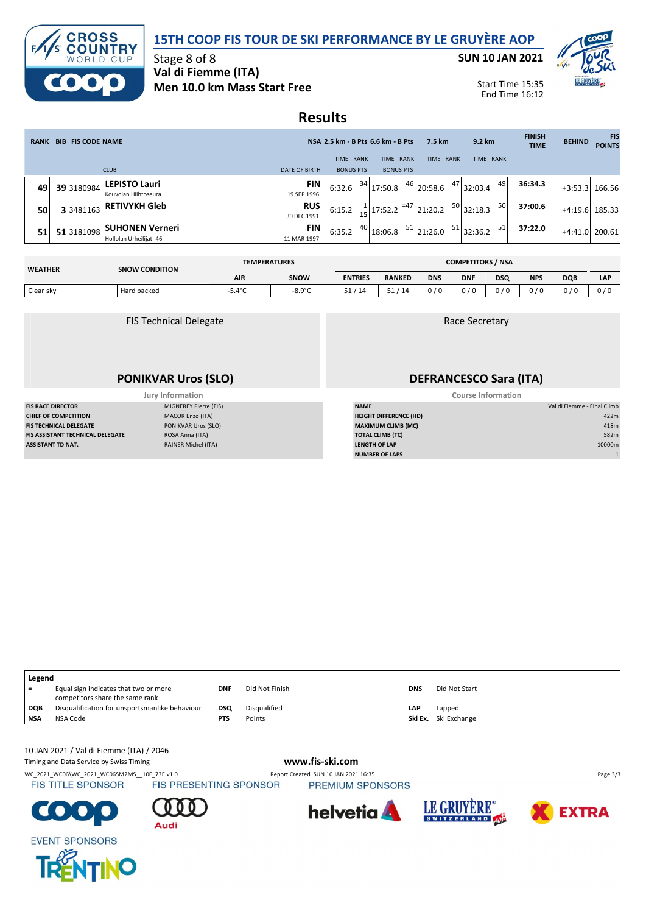# 15TH COOP FIS TOUR DE SKI PERFORMANCE BY LE GRUYÈRE AOP

Stage 8 of 8
**Val di Fiemme (ITA)**
**Men 10.0 km Mass Start Free**

**SUN 10 JAN 2021**

Start Time 15:35
End Time 16:12

## Results

| RANK | BIB | FIS CODE | NAME / CLUB | NSA / DATE OF BIRTH | 2.5 km - B Pts TIME | RANK / BONUS PTS | 6.6 km - B Pts TIME | RANK / BONUS PTS | 7.5 km TIME | RANK | 9.2 km TIME | RANK | FINISH TIME | BEHIND | FIS POINTS |
|---|---|---|---|---|---|---|---|---|---|---|---|---|---|---|---|
| 49 | 39 | 3180984 | **LEPISTO Lauri** Kouvolan Hiihtoseura | **FIN** 19 SEP 1996 | 6:32.6 | 34 | 17:50.8 | 46 | 20:58.6 | 47 | 32:03.4 | 49 | **36:34.3** | +3:53.3 | 166.56 |
| 50 | 3 | 3481163 | **RETIVYKH Gleb** | **RUS** 30 DEC 1991 | 6:15.2 | 1 / 15 | 17:52.2 | =47 | 21:20.2 | 50 | 32:18.3 | 50 | **37:00.6** | +4:19.6 | 185.33 |
| 51 | 51 | 3181098 | **SUHONEN Verneri** Hollolan Urheilijat -46 | **FIN** 11 MAR 1997 | 6:35.2 | 40 | 18:06.8 | 51 | 21:26.0 | 51 | 32:36.2 | 51 | **37:22.0** | +4:41.0 | 200.61 |

| WEATHER | SNOW CONDITION | TEMPERATURES AIR | TEMPERATURES SNOW | ENTRIES | RANKED | DNS | DNF | DSQ | NPS | DQB | LAP |
|---|---|---|---|---|---|---|---|---|---|---|---|
| Clear sky | Hard packed | -5.4°C | -8.9°C | 51 / 14 | 51 / 14 | 0 / 0 | 0 / 0 | 0 / 0 | 0 / 0 | 0 / 0 | 0 / 0 |

FIS Technical Delegate

**PONIKVAR Uros (SLO)**

Race Secretary

**DEFRANCESCO Sara (ITA)**

### Jury Information

| | |
|---|---|
| FIS RACE DIRECTOR | MIGNEREY Pierre (FIS) |
| CHIEF OF COMPETITION | MACOR Enzo (ITA) |
| FIS TECHNICAL DELEGATE | PONIKVAR Uros (SLO) |
| FIS ASSISTANT TECHNICAL DELEGATE | ROSA Anna (ITA) |
| ASSISTANT TD NAT. | RAINER Michel (ITA) |

### Course Information

| | |
|---|---|
| NAME | Val di Fiemme - Final Climb |
| HEIGHT DIFFERENCE (HD) | 422m |
| MAXIMUM CLIMB (MC) | 418m |
| TOTAL CLIMB (TC) | 582m |
| LENGTH OF LAP | 10000m |
| NUMBER OF LAPS | 1 |

### Legend

| | | | | | |
|---|---|---|---|---|---|
| = | Equal sign indicates that two or more competitors share the same rank | DNF | Did Not Finish | DNS | Did Not Start |
| DQB | Disqualification for unsportsmanlike behaviour | DSQ | Disqualified | LAP | Lapped |
| NSA | NSA Code | PTS | Points | Ski Ex. | Ski Exchange |

10 JAN 2021 / Val di Fiemme (ITA) / 2046
Timing and Data Service by Swiss Timing
www.fis-ski.com
WC_2021_WC06\WC_2021_WC06SM2MS__10F_73E v1.0
Report Created SUN 10 JAN 2021 16:35

FIS TITLE SPONSOR — FIS PRESENTING SPONSOR — PREMIUM SPONSORS — EVENT SPONSORS